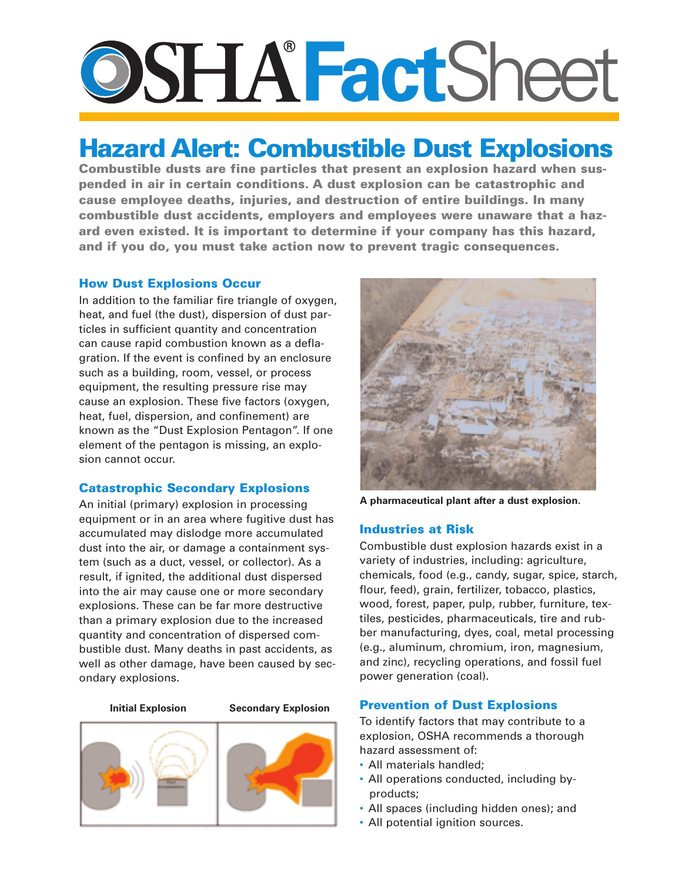# OSHA® FactSheet

## Hazard Alert: Combustible Dust Explosions

**Combustible dusts are fine particles that present an explosion hazard when suspended in air in certain conditions. A dust explosion can be catastrophic and cause employee deaths, injuries, and destruction of entire buildings. In many combustible dust accidents, employers and employees were unaware that a hazard even existed. It is important to determine if your company has this hazard, and if you do, you must take action now to prevent tragic consequences.**

### How Dust Explosions Occur

In addition to the familiar fire triangle of oxygen, heat, and fuel (the dust), dispersion of dust particles in sufficient quantity and concentration can cause rapid combustion known as a deflagration. If the event is confined by an enclosure such as a building, room, vessel, or process equipment, the resulting pressure rise may cause an explosion. These five factors (oxygen, heat, fuel, dispersion, and confinement) are known as the "Dust Explosion Pentagon". If one element of the pentagon is missing, an explosion cannot occur.

### Catastrophic Secondary Explosions

An initial (primary) explosion in processing equipment or in an area where fugitive dust has accumulated may dislodge more accumulated dust into the air, or damage a containment system (such as a duct, vessel, or collector). As a result, if ignited, the additional dust dispersed into the air may cause one or more secondary explosions. These can be far more destructive than a primary explosion due to the increased quantity and concentration of dispersed combustible dust. Many deaths in past accidents, as well as other damage, have been caused by secondary explosions.

**Initial Explosion** | **Secondary Explosion**

**A pharmaceutical plant after a dust explosion.**

### Industries at Risk

Combustible dust explosion hazards exist in a variety of industries, including: agriculture, chemicals, food (e.g., candy, sugar, spice, starch, flour, feed), grain, fertilizer, tobacco, plastics, wood, forest, paper, pulp, rubber, furniture, textiles, pesticides, pharmaceuticals, tire and rubber manufacturing, dyes, coal, metal processing (e.g., aluminum, chromium, iron, magnesium, and zinc), recycling operations, and fossil fuel power generation (coal).

### Prevention of Dust Explosions

To identify factors that may contribute to a explosion, OSHA recommends a thorough hazard assessment of:

- All materials handled;
- All operations conducted, including by-products;
- All spaces (including hidden ones); and
- All potential ignition sources.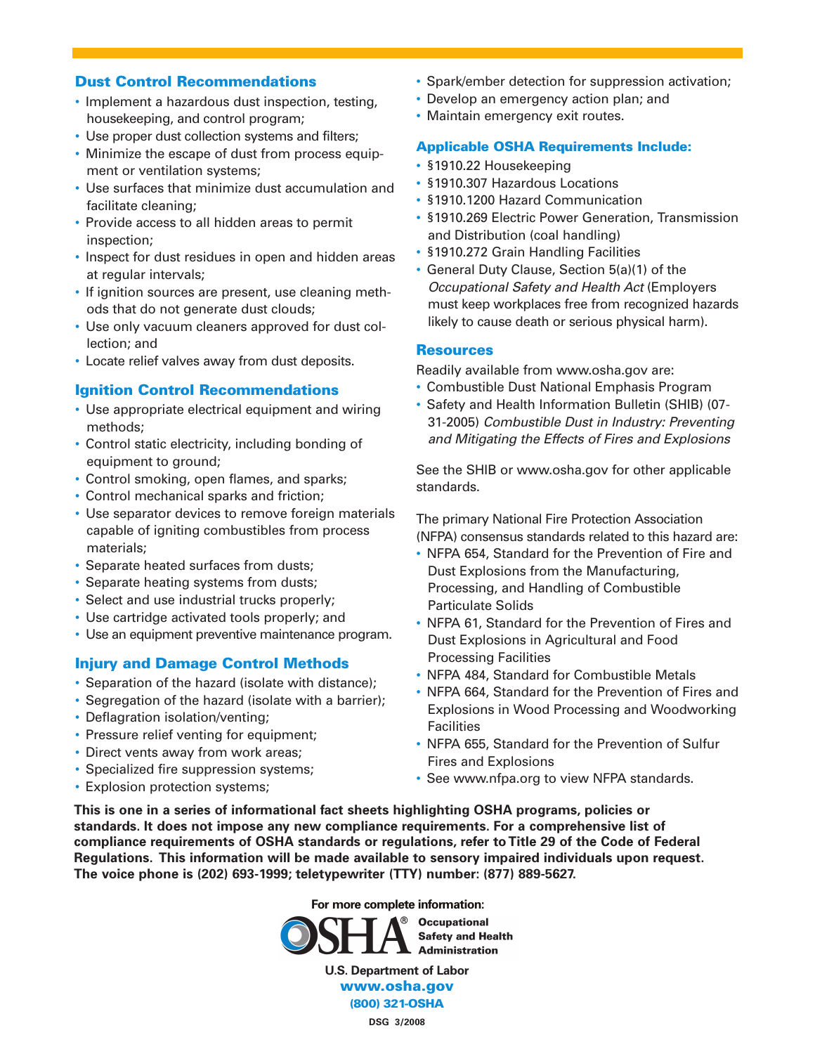## Dust Control Recommendations

- Implement a hazardous dust inspection, testing, housekeeping, and control program;
- Use proper dust collection systems and filters;
- Minimize the escape of dust from process equipment or ventilation systems;
- Use surfaces that minimize dust accumulation and facilitate cleaning;
- Provide access to all hidden areas to permit inspection;
- Inspect for dust residues in open and hidden areas at regular intervals;
- If ignition sources are present, use cleaning methods that do not generate dust clouds;
- Use only vacuum cleaners approved for dust collection; and
- Locate relief valves away from dust deposits.

## Ignition Control Recommendations

- Use appropriate electrical equipment and wiring methods;
- Control static electricity, including bonding of equipment to ground;
- Control smoking, open flames, and sparks;
- Control mechanical sparks and friction;
- Use separator devices to remove foreign materials capable of igniting combustibles from process materials;
- Separate heated surfaces from dusts;
- Separate heating systems from dusts;
- Select and use industrial trucks properly;
- Use cartridge activated tools properly; and
- Use an equipment preventive maintenance program.

## Injury and Damage Control Methods

- Separation of the hazard (isolate with distance);
- Segregation of the hazard (isolate with a barrier);
- Deflagration isolation/venting;
- Pressure relief venting for equipment;
- Direct vents away from work areas;
- Specialized fire suppression systems;
- Explosion protection systems;
- Spark/ember detection for suppression activation;
- Develop an emergency action plan; and
- Maintain emergency exit routes.

## Applicable OSHA Requirements Include:

- §1910.22 Housekeeping
- §1910.307 Hazardous Locations
- §1910.1200 Hazard Communication
- §1910.269 Electric Power Generation, Transmission and Distribution (coal handling)
- §1910.272 Grain Handling Facilities
- General Duty Clause, Section 5(a)(1) of the *Occupational Safety and Health Act* (Employers must keep workplaces free from recognized hazards likely to cause death or serious physical harm).

## Resources

Readily available from www.osha.gov are:

- Combustible Dust National Emphasis Program
- Safety and Health Information Bulletin (SHIB) (07-31-2005) *Combustible Dust in Industry: Preventing and Mitigating the Effects of Fires and Explosions*

See the SHIB or www.osha.gov for other applicable standards.

The primary National Fire Protection Association (NFPA) consensus standards related to this hazard are:

- NFPA 654, Standard for the Prevention of Fire and Dust Explosions from the Manufacturing, Processing, and Handling of Combustible Particulate Solids
- NFPA 61, Standard for the Prevention of Fires and Dust Explosions in Agricultural and Food Processing Facilities
- NFPA 484, Standard for Combustible Metals
- NFPA 664, Standard for the Prevention of Fires and Explosions in Wood Processing and Woodworking Facilities
- NFPA 655, Standard for the Prevention of Sulfur Fires and Explosions
- See www.nfpa.org to view NFPA standards.

**This is one in a series of informational fact sheets highlighting OSHA programs, policies or standards. It does not impose any new compliance requirements. For a comprehensive list of compliance requirements of OSHA standards or regulations, refer to Title 29 of the Code of Federal Regulations. This information will be made available to sensory impaired individuals upon request. The voice phone is (202) 693-1999; teletypewriter (TTY) number: (877) 889-5627.**

**For more complete information:**

**OSHA® Occupational Safety and Health Administration**

**U.S. Department of Labor**

**www.osha.gov**

**(800) 321-OSHA**

**DSG 3/2008**